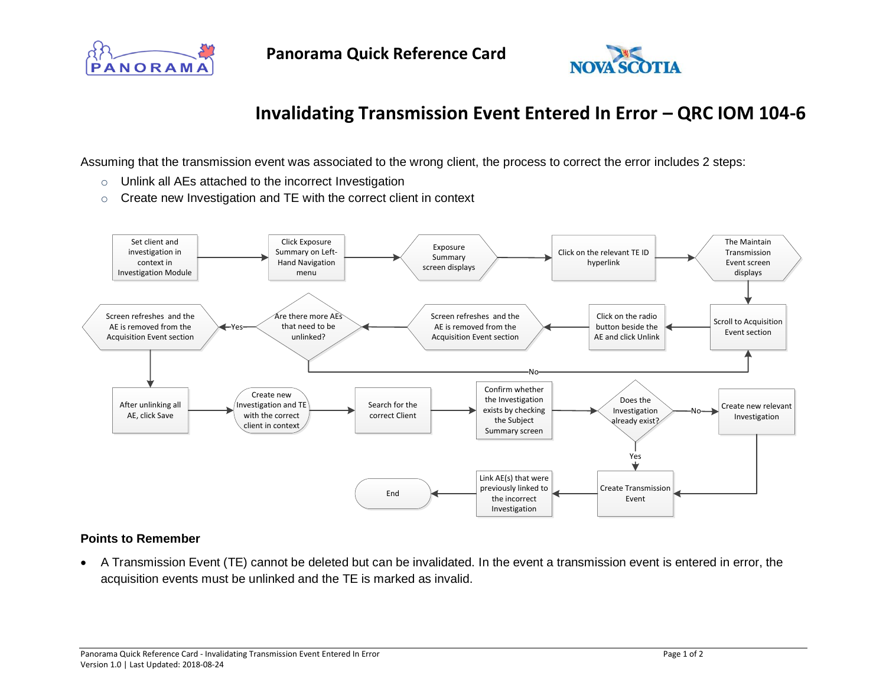# Invalidating Transmission Event Entered In Error – QRC IOM 104-6

Assuming that the transmission event was associated to the wrong client, the process to correct the error includes 2 steps:

- Unlink all AEs attached to the incorrect Investigation
- Create new Investigation and TE with the correct client in context

1. Set client and investigation in context in Investigation Module
2. Click Exposure Summary on Left-Hand Navigation menu
3. Exposure Summary screen displays
4. Click on the relevant TE ID hyperlink
5. The Maintain Transmission Event screen displays
6. Scroll to Acquisition Event section
7. Click on the radio button beside the AE and click Unlink
8. Screen refreshes and the AE is removed from the Acquisition Event section
9. Are there more AEs that need to be unlinked?
   - No → Scroll to Acquisition Event section
   - Yes → Screen refreshes and the AE is removed from the Acquisition Event section
10. After unlinking all AE, click Save
11. Create new Investigation and TE with the correct client in context
12. Search for the correct Client
13. Confirm whether the Investigation exists by checking the Subject Summary screen
14. Does the Investigation already exist?
    - No → Create new relevant Investigation → Create Transmission Event
    - Yes → Create Transmission Event
15. Link AE(s) that were previously linked to the incorrect Investigation
16. End

## Points to Remember

- A Transmission Event (TE) cannot be deleted but can be invalidated. In the event a transmission event is entered in error, the acquisition events must be unlinked and the TE is marked as invalid.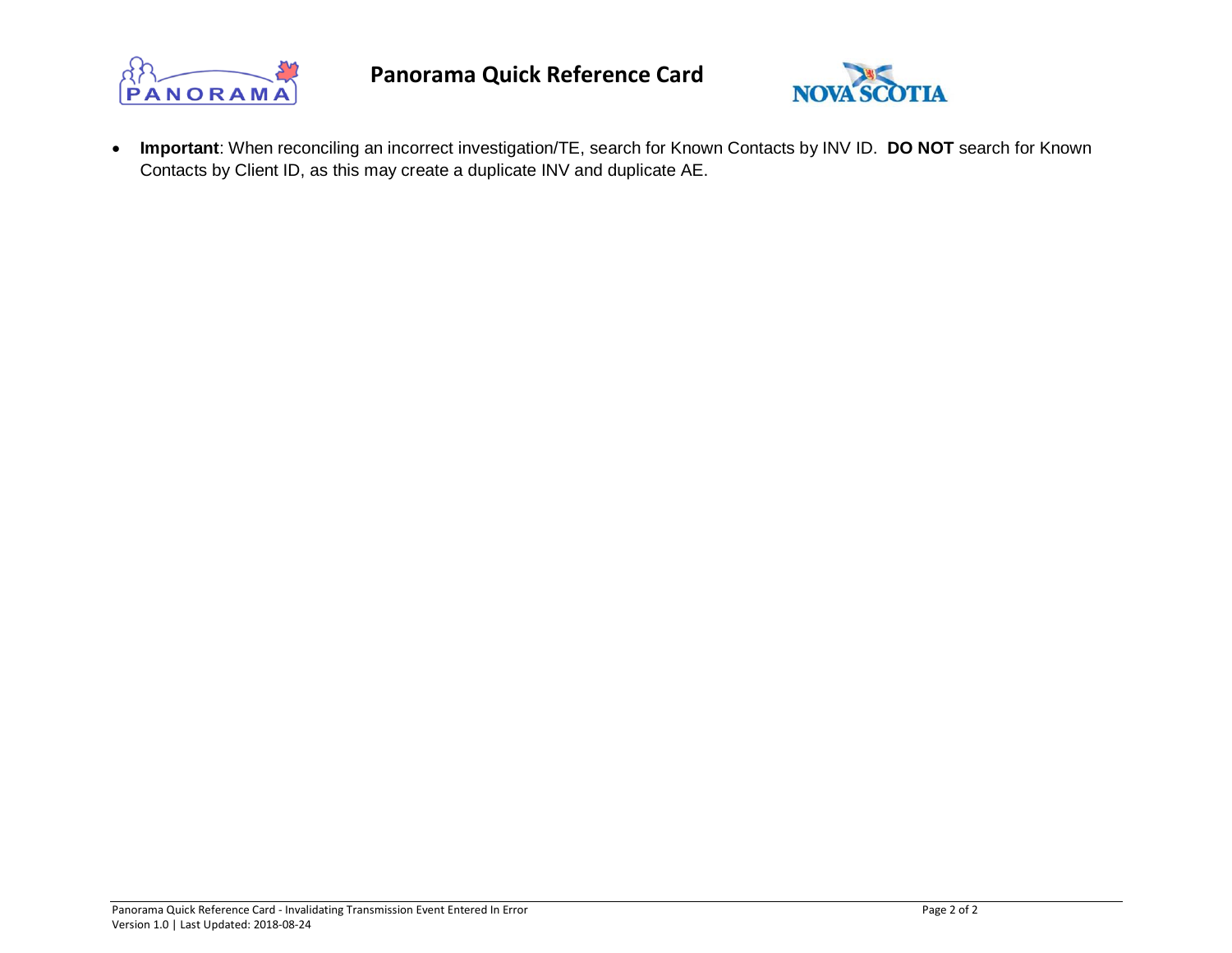- **Important**: When reconciling an incorrect investigation/TE, search for Known Contacts by INV ID. **DO NOT** search for Known Contacts by Client ID, as this may create a duplicate INV and duplicate AE.